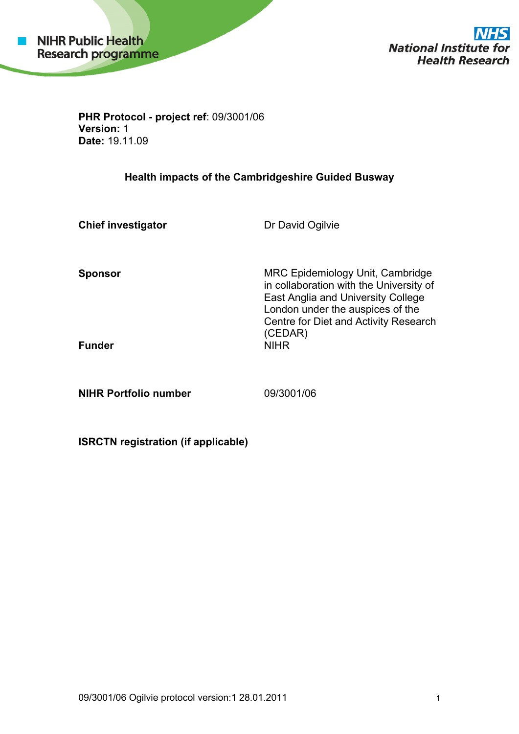NIHR Public Health Research programme

NHS National Institute for Health Research

**PHR Protocol - project ref**: 09/3001/06
**Version:** 1
**Date:** 19.11.09

**Health impacts of the Cambridgeshire Guided Busway**

| | |
|---|---|
| **Chief investigator** | Dr David Ogilvie |
| **Sponsor** | MRC Epidemiology Unit, Cambridge in collaboration with the University of East Anglia and University College London under the auspices of the Centre for Diet and Activity Research (CEDAR) |
| **Funder** | NIHR |
| **NIHR Portfolio number** | 09/3001/06 |
| **ISRCTN registration (if applicable)** | |

09/3001/06 Ogilvie protocol version:1 28.01.2011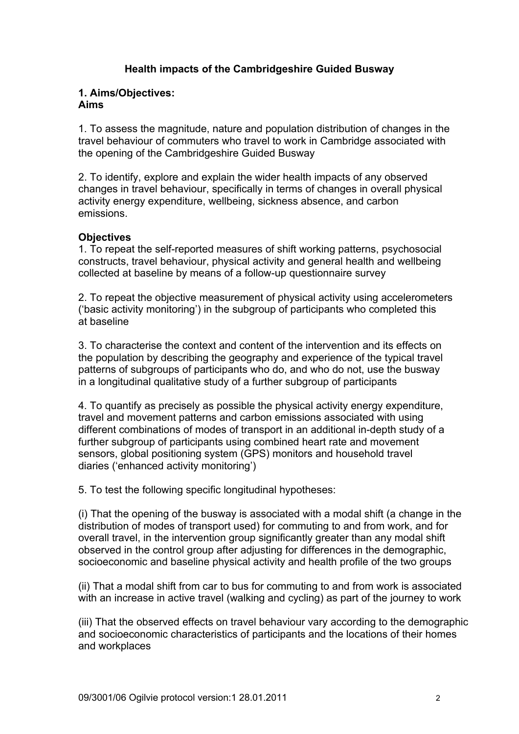# Health impacts of the Cambridgeshire Guided Busway

## 1. Aims/Objectives:

### Aims

1. To assess the magnitude, nature and population distribution of changes in the travel behaviour of commuters who travel to work in Cambridge associated with the opening of the Cambridgeshire Guided Busway

2. To identify, explore and explain the wider health impacts of any observed changes in travel behaviour, specifically in terms of changes in overall physical activity energy expenditure, wellbeing, sickness absence, and carbon emissions.

### Objectives

1. To repeat the self-reported measures of shift working patterns, psychosocial constructs, travel behaviour, physical activity and general health and wellbeing collected at baseline by means of a follow-up questionnaire survey

2. To repeat the objective measurement of physical activity using accelerometers ('basic activity monitoring') in the subgroup of participants who completed this at baseline

3. To characterise the context and content of the intervention and its effects on the population by describing the geography and experience of the typical travel patterns of subgroups of participants who do, and who do not, use the busway in a longitudinal qualitative study of a further subgroup of participants

4. To quantify as precisely as possible the physical activity energy expenditure, travel and movement patterns and carbon emissions associated with using different combinations of modes of transport in an additional in-depth study of a further subgroup of participants using combined heart rate and movement sensors, global positioning system (GPS) monitors and household travel diaries ('enhanced activity monitoring')

5. To test the following specific longitudinal hypotheses:

(i) That the opening of the busway is associated with a modal shift (a change in the distribution of modes of transport used) for commuting to and from work, and for overall travel, in the intervention group significantly greater than any modal shift observed in the control group after adjusting for differences in the demographic, socioeconomic and baseline physical activity and health profile of the two groups

(ii) That a modal shift from car to bus for commuting to and from work is associated with an increase in active travel (walking and cycling) as part of the journey to work

(iii) That the observed effects on travel behaviour vary according to the demographic and socioeconomic characteristics of participants and the locations of their homes and workplaces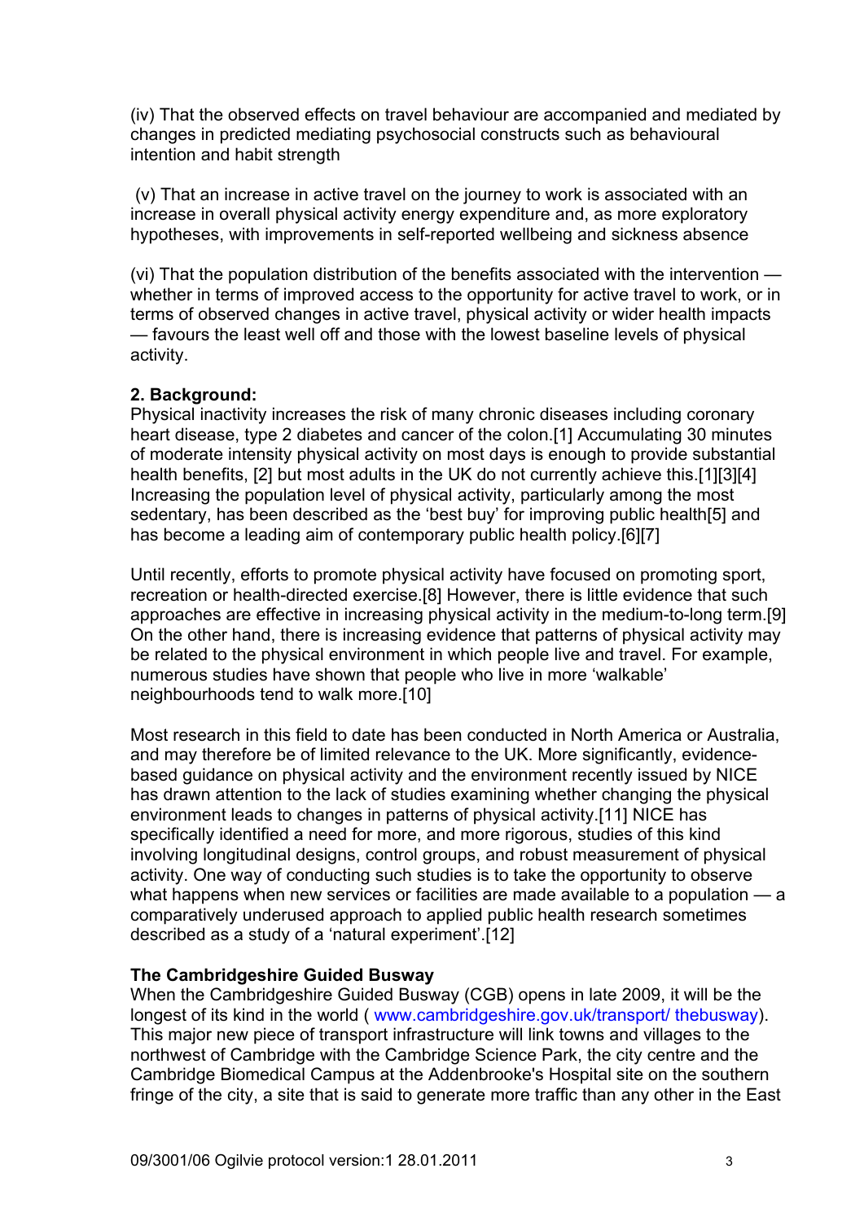(iv) That the observed effects on travel behaviour are accompanied and mediated by changes in predicted mediating psychosocial constructs such as behavioural intention and habit strength

(v) That an increase in active travel on the journey to work is associated with an increase in overall physical activity energy expenditure and, as more exploratory hypotheses, with improvements in self-reported wellbeing and sickness absence

(vi) That the population distribution of the benefits associated with the intervention — whether in terms of improved access to the opportunity for active travel to work, or in terms of observed changes in active travel, physical activity or wider health impacts — favours the least well off and those with the lowest baseline levels of physical activity.

## 2. Background:

Physical inactivity increases the risk of many chronic diseases including coronary heart disease, type 2 diabetes and cancer of the colon.[1] Accumulating 30 minutes of moderate intensity physical activity on most days is enough to provide substantial health benefits, [2] but most adults in the UK do not currently achieve this.[1][3][4] Increasing the population level of physical activity, particularly among the most sedentary, has been described as the 'best buy' for improving public health[5] and has become a leading aim of contemporary public health policy.[6][7]

Until recently, efforts to promote physical activity have focused on promoting sport, recreation or health-directed exercise.[8] However, there is little evidence that such approaches are effective in increasing physical activity in the medium-to-long term.[9] On the other hand, there is increasing evidence that patterns of physical activity may be related to the physical environment in which people live and travel. For example, numerous studies have shown that people who live in more 'walkable' neighbourhoods tend to walk more.[10]

Most research in this field to date has been conducted in North America or Australia, and may therefore be of limited relevance to the UK. More significantly, evidence-based guidance on physical activity and the environment recently issued by NICE has drawn attention to the lack of studies examining whether changing the physical environment leads to changes in patterns of physical activity.[11] NICE has specifically identified a need for more, and more rigorous, studies of this kind involving longitudinal designs, control groups, and robust measurement of physical activity. One way of conducting such studies is to take the opportunity to observe what happens when new services or facilities are made available to a population — a comparatively underused approach to applied public health research sometimes described as a study of a 'natural experiment'.[12]

### The Cambridgeshire Guided Busway

When the Cambridgeshire Guided Busway (CGB) opens in late 2009, it will be the longest of its kind in the world ( www.cambridgeshire.gov.uk/transport/ thebusway). This major new piece of transport infrastructure will link towns and villages to the northwest of Cambridge with the Cambridge Science Park, the city centre and the Cambridge Biomedical Campus at the Addenbrooke's Hospital site on the southern fringe of the city, a site that is said to generate more traffic than any other in the East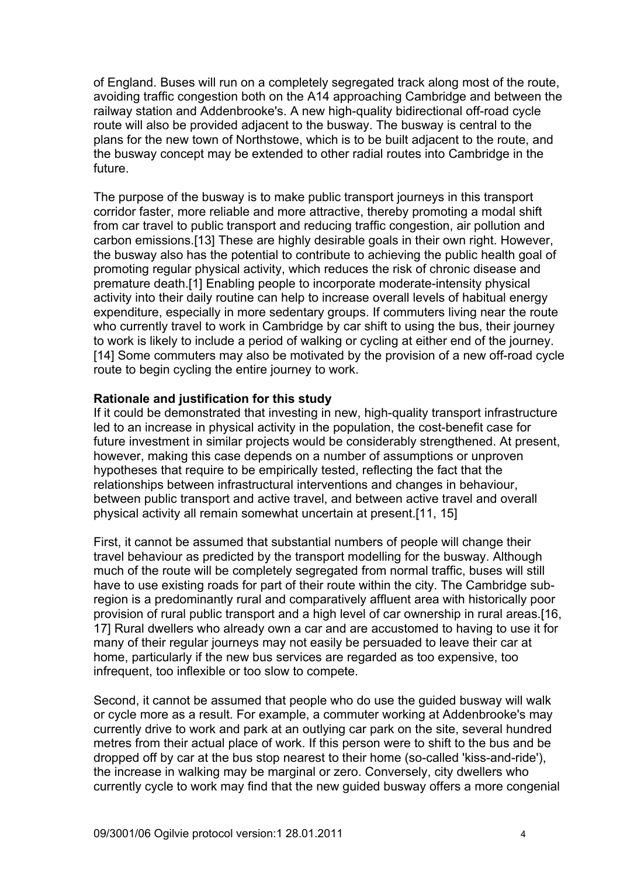of England. Buses will run on a completely segregated track along most of the route, avoiding traffic congestion both on the A14 approaching Cambridge and between the railway station and Addenbrooke's. A new high-quality bidirectional off-road cycle route will also be provided adjacent to the busway. The busway is central to the plans for the new town of Northstowe, which is to be built adjacent to the route, and the busway concept may be extended to other radial routes into Cambridge in the future.

The purpose of the busway is to make public transport journeys in this transport corridor faster, more reliable and more attractive, thereby promoting a modal shift from car travel to public transport and reducing traffic congestion, air pollution and carbon emissions.[13] These are highly desirable goals in their own right. However, the busway also has the potential to contribute to achieving the public health goal of promoting regular physical activity, which reduces the risk of chronic disease and premature death.[1] Enabling people to incorporate moderate-intensity physical activity into their daily routine can help to increase overall levels of habitual energy expenditure, especially in more sedentary groups. If commuters living near the route who currently travel to work in Cambridge by car shift to using the bus, their journey to work is likely to include a period of walking or cycling at either end of the journey.[14] Some commuters may also be motivated by the provision of a new off-road cycle route to begin cycling the entire journey to work.

**Rationale and justification for this study**

If it could be demonstrated that investing in new, high-quality transport infrastructure led to an increase in physical activity in the population, the cost-benefit case for future investment in similar projects would be considerably strengthened. At present, however, making this case depends on a number of assumptions or unproven hypotheses that require to be empirically tested, reflecting the fact that the relationships between infrastructural interventions and changes in behaviour, between public transport and active travel, and between active travel and overall physical activity all remain somewhat uncertain at present.[11, 15]

First, it cannot be assumed that substantial numbers of people will change their travel behaviour as predicted by the transport modelling for the busway. Although much of the route will be completely segregated from normal traffic, buses will still have to use existing roads for part of their route within the city. The Cambridge sub-region is a predominantly rural and comparatively affluent area with historically poor provision of rural public transport and a high level of car ownership in rural areas.[16, 17] Rural dwellers who already own a car and are accustomed to having to use it for many of their regular journeys may not easily be persuaded to leave their car at home, particularly if the new bus services are regarded as too expensive, too infrequent, too inflexible or too slow to compete.

Second, it cannot be assumed that people who do use the guided busway will walk or cycle more as a result. For example, a commuter working at Addenbrooke's may currently drive to work and park at an outlying car park on the site, several hundred metres from their actual place of work. If this person were to shift to the bus and be dropped off by car at the bus stop nearest to their home (so-called 'kiss-and-ride'), the increase in walking may be marginal or zero. Conversely, city dwellers who currently cycle to work may find that the new guided busway offers a more congenial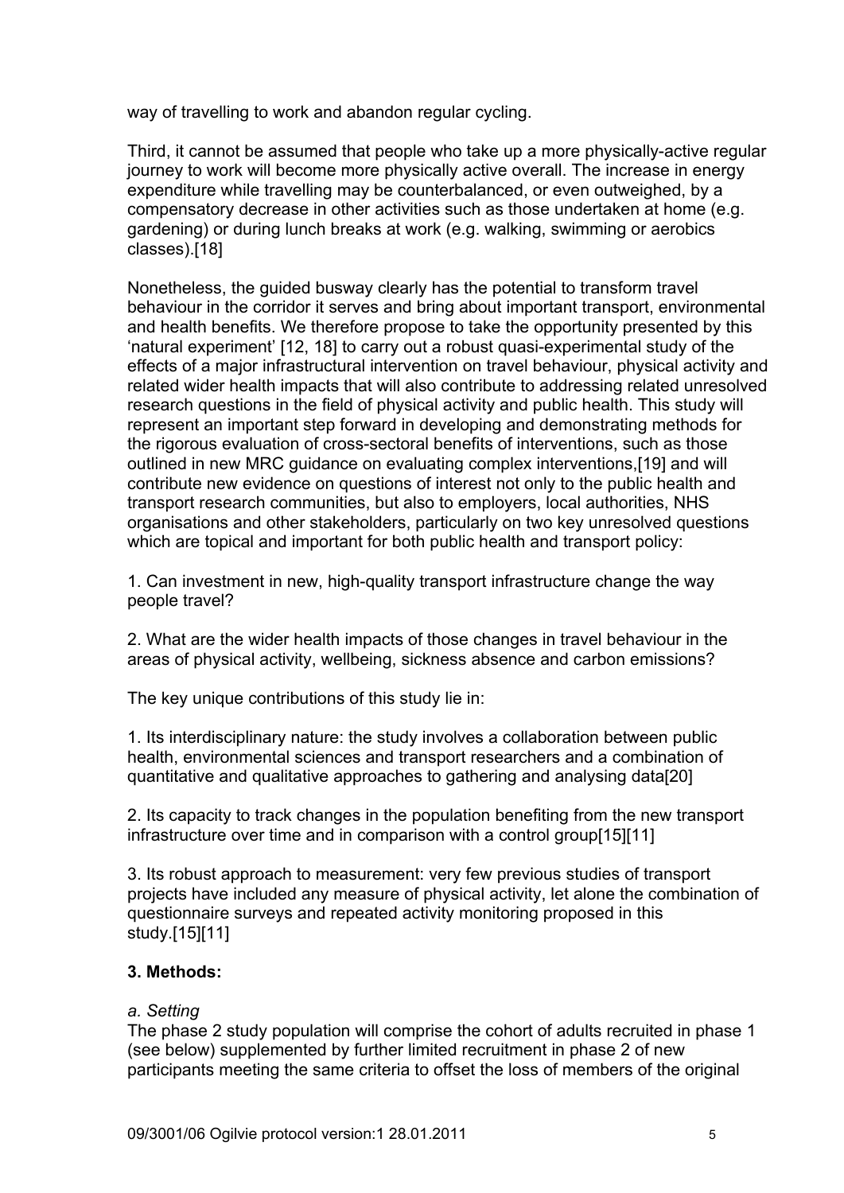way of travelling to work and abandon regular cycling.

Third, it cannot be assumed that people who take up a more physically-active regular journey to work will become more physically active overall. The increase in energy expenditure while travelling may be counterbalanced, or even outweighed, by a compensatory decrease in other activities such as those undertaken at home (e.g. gardening) or during lunch breaks at work (e.g. walking, swimming or aerobics classes).[18]

Nonetheless, the guided busway clearly has the potential to transform travel behaviour in the corridor it serves and bring about important transport, environmental and health benefits. We therefore propose to take the opportunity presented by this 'natural experiment' [12, 18] to carry out a robust quasi-experimental study of the effects of a major infrastructural intervention on travel behaviour, physical activity and related wider health impacts that will also contribute to addressing related unresolved research questions in the field of physical activity and public health. This study will represent an important step forward in developing and demonstrating methods for the rigorous evaluation of cross-sectoral benefits of interventions, such as those outlined in new MRC guidance on evaluating complex interventions,[19] and will contribute new evidence on questions of interest not only to the public health and transport research communities, but also to employers, local authorities, NHS organisations and other stakeholders, particularly on two key unresolved questions which are topical and important for both public health and transport policy:

1. Can investment in new, high-quality transport infrastructure change the way people travel?

2. What are the wider health impacts of those changes in travel behaviour in the areas of physical activity, wellbeing, sickness absence and carbon emissions?

The key unique contributions of this study lie in:

1. Its interdisciplinary nature: the study involves a collaboration between public health, environmental sciences and transport researchers and a combination of quantitative and qualitative approaches to gathering and analysing data[20]

2. Its capacity to track changes in the population benefiting from the new transport infrastructure over time and in comparison with a control group[15][11]

3. Its robust approach to measurement: very few previous studies of transport projects have included any measure of physical activity, let alone the combination of questionnaire surveys and repeated activity monitoring proposed in this study.[15][11]

**3. Methods:**

*a. Setting*

The phase 2 study population will comprise the cohort of adults recruited in phase 1 (see below) supplemented by further limited recruitment in phase 2 of new participants meeting the same criteria to offset the loss of members of the original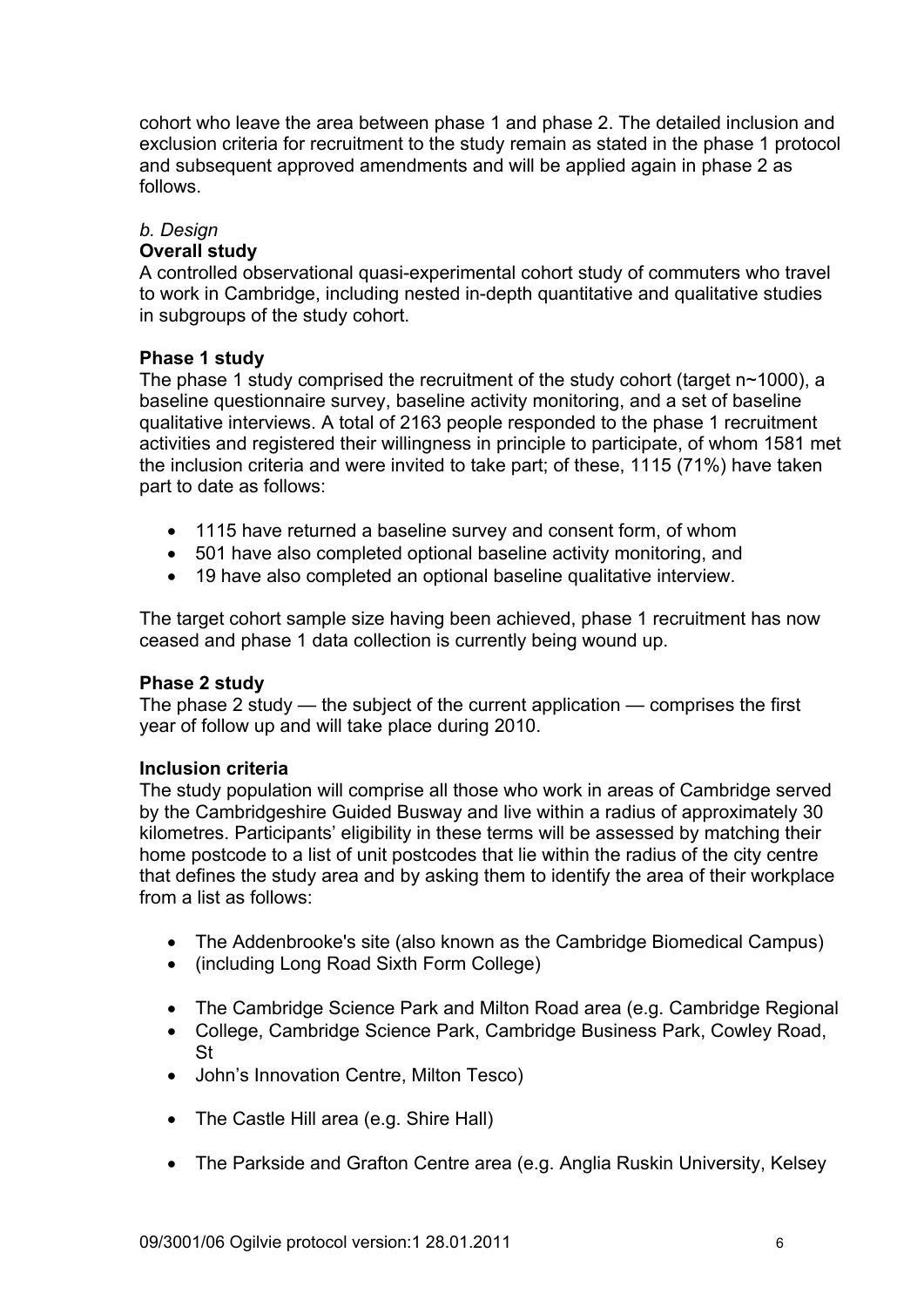cohort who leave the area between phase 1 and phase 2. The detailed inclusion and exclusion criteria for recruitment to the study remain as stated in the phase 1 protocol and subsequent approved amendments and will be applied again in phase 2 as follows.

*b. Design*

**Overall study**

A controlled observational quasi-experimental cohort study of commuters who travel to work in Cambridge, including nested in-depth quantitative and qualitative studies in subgroups of the study cohort.

**Phase 1 study**

The phase 1 study comprised the recruitment of the study cohort (target n~1000), a baseline questionnaire survey, baseline activity monitoring, and a set of baseline qualitative interviews. A total of 2163 people responded to the phase 1 recruitment activities and registered their willingness in principle to participate, of whom 1581 met the inclusion criteria and were invited to take part; of these, 1115 (71%) have taken part to date as follows:

- 1115 have returned a baseline survey and consent form, of whom
- 501 have also completed optional baseline activity monitoring, and
- 19 have also completed an optional baseline qualitative interview.

The target cohort sample size having been achieved, phase 1 recruitment has now ceased and phase 1 data collection is currently being wound up.

**Phase 2 study**

The phase 2 study — the subject of the current application — comprises the first year of follow up and will take place during 2010.

**Inclusion criteria**

The study population will comprise all those who work in areas of Cambridge served by the Cambridgeshire Guided Busway and live within a radius of approximately 30 kilometres. Participants' eligibility in these terms will be assessed by matching their home postcode to a list of unit postcodes that lie within the radius of the city centre that defines the study area and by asking them to identify the area of their workplace from a list as follows:

- The Addenbrooke's site (also known as the Cambridge Biomedical Campus)
- (including Long Road Sixth Form College)

- The Cambridge Science Park and Milton Road area (e.g. Cambridge Regional
- College, Cambridge Science Park, Cambridge Business Park, Cowley Road, St
- John's Innovation Centre, Milton Tesco)

- The Castle Hill area (e.g. Shire Hall)

- The Parkside and Grafton Centre area (e.g. Anglia Ruskin University, Kelsey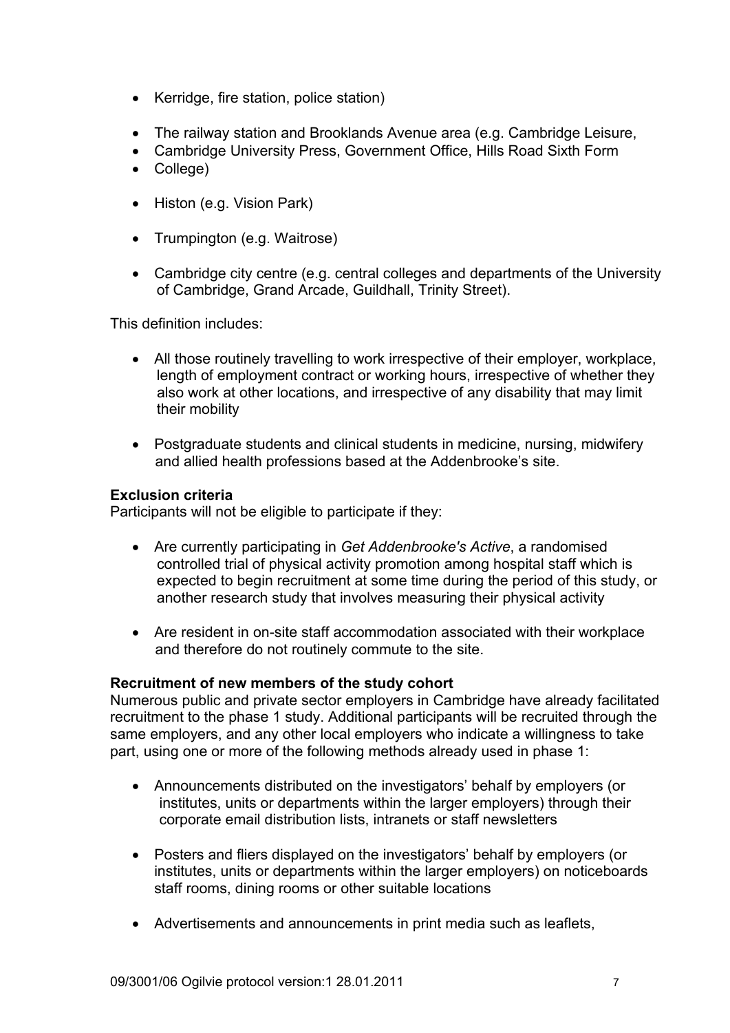- Kerridge, fire station, police station)

- The railway station and Brooklands Avenue area (e.g. Cambridge Leisure,
- Cambridge University Press, Government Office, Hills Road Sixth Form
- College)

- Histon (e.g. Vision Park)

- Trumpington (e.g. Waitrose)

- Cambridge city centre (e.g. central colleges and departments of the University of Cambridge, Grand Arcade, Guildhall, Trinity Street).

This definition includes:

- All those routinely travelling to work irrespective of their employer, workplace, length of employment contract or working hours, irrespective of whether they also work at other locations, and irrespective of any disability that may limit their mobility

- Postgraduate students and clinical students in medicine, nursing, midwifery and allied health professions based at the Addenbrooke's site.

**Exclusion criteria**

Participants will not be eligible to participate if they:

- Are currently participating in *Get Addenbrooke's Active*, a randomised controlled trial of physical activity promotion among hospital staff which is expected to begin recruitment at some time during the period of this study, or another research study that involves measuring their physical activity

- Are resident in on-site staff accommodation associated with their workplace and therefore do not routinely commute to the site.

**Recruitment of new members of the study cohort**

Numerous public and private sector employers in Cambridge have already facilitated recruitment to the phase 1 study. Additional participants will be recruited through the same employers, and any other local employers who indicate a willingness to take part, using one or more of the following methods already used in phase 1:

- Announcements distributed on the investigators' behalf by employers (or institutes, units or departments within the larger employers) through their corporate email distribution lists, intranets or staff newsletters

- Posters and fliers displayed on the investigators' behalf by employers (or institutes, units or departments within the larger employers) on noticeboards staff rooms, dining rooms or other suitable locations

- Advertisements and announcements in print media such as leaflets,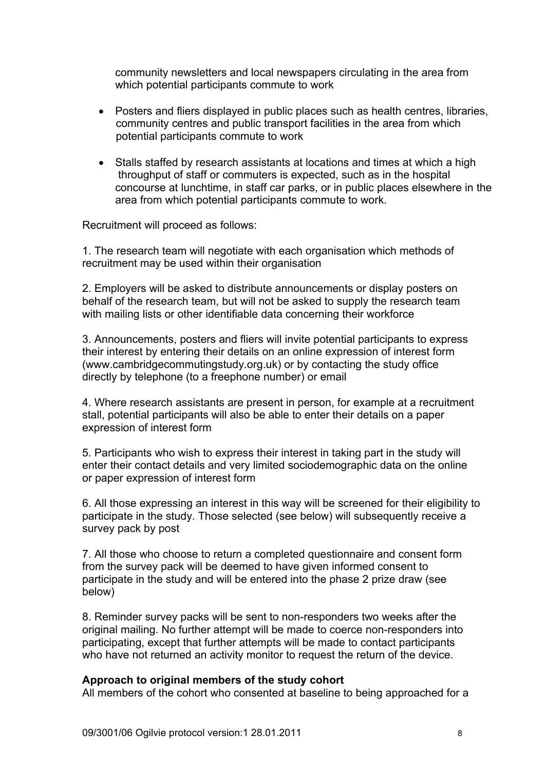community newsletters and local newspapers circulating in the area from which potential participants commute to work

- Posters and fliers displayed in public places such as health centres, libraries, community centres and public transport facilities in the area from which potential participants commute to work
- Stalls staffed by research assistants at locations and times at which a high throughput of staff or commuters is expected, such as in the hospital concourse at lunchtime, in staff car parks, or in public places elsewhere in the area from which potential participants commute to work.

Recruitment will proceed as follows:

1. The research team will negotiate with each organisation which methods of recruitment may be used within their organisation

2. Employers will be asked to distribute announcements or display posters on behalf of the research team, but will not be asked to supply the research team with mailing lists or other identifiable data concerning their workforce

3. Announcements, posters and fliers will invite potential participants to express their interest by entering their details on an online expression of interest form (www.cambridgecommutingstudy.org.uk) or by contacting the study office directly by telephone (to a freephone number) or email

4. Where research assistants are present in person, for example at a recruitment stall, potential participants will also be able to enter their details on a paper expression of interest form

5. Participants who wish to express their interest in taking part in the study will enter their contact details and very limited sociodemographic data on the online or paper expression of interest form

6. All those expressing an interest in this way will be screened for their eligibility to participate in the study. Those selected (see below) will subsequently receive a survey pack by post

7. All those who choose to return a completed questionnaire and consent form from the survey pack will be deemed to have given informed consent to participate in the study and will be entered into the phase 2 prize draw (see below)

8. Reminder survey packs will be sent to non-responders two weeks after the original mailing. No further attempt will be made to coerce non-responders into participating, except that further attempts will be made to contact participants who have not returned an activity monitor to request the return of the device.

**Approach to original members of the study cohort**

All members of the cohort who consented at baseline to being approached for a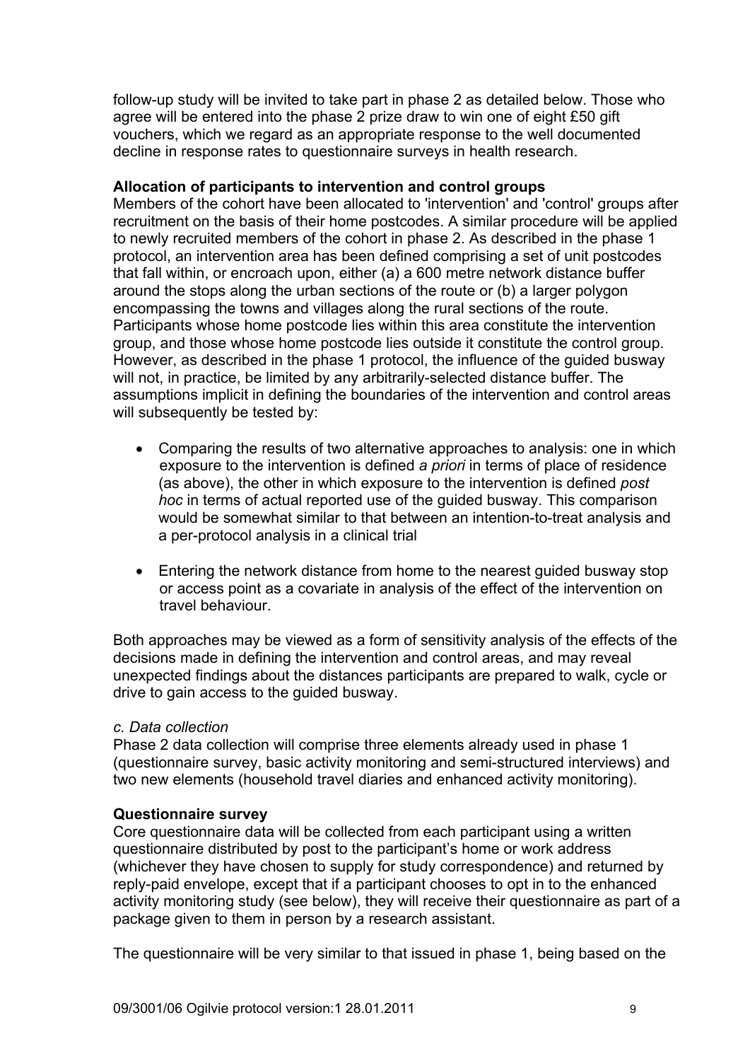follow-up study will be invited to take part in phase 2 as detailed below. Those who agree will be entered into the phase 2 prize draw to win one of eight £50 gift vouchers, which we regard as an appropriate response to the well documented decline in response rates to questionnaire surveys in health research.

**Allocation of participants to intervention and control groups**

Members of the cohort have been allocated to 'intervention' and 'control' groups after recruitment on the basis of their home postcodes. A similar procedure will be applied to newly recruited members of the cohort in phase 2. As described in the phase 1 protocol, an intervention area has been defined comprising a set of unit postcodes that fall within, or encroach upon, either (a) a 600 metre network distance buffer around the stops along the urban sections of the route or (b) a larger polygon encompassing the towns and villages along the rural sections of the route. Participants whose home postcode lies within this area constitute the intervention group, and those whose home postcode lies outside it constitute the control group. However, as described in the phase 1 protocol, the influence of the guided busway will not, in practice, be limited by any arbitrarily-selected distance buffer. The assumptions implicit in defining the boundaries of the intervention and control areas will subsequently be tested by:

- Comparing the results of two alternative approaches to analysis: one in which exposure to the intervention is defined *a priori* in terms of place of residence (as above), the other in which exposure to the intervention is defined *post hoc* in terms of actual reported use of the guided busway. This comparison would be somewhat similar to that between an intention-to-treat analysis and a per-protocol analysis in a clinical trial

- Entering the network distance from home to the nearest guided busway stop or access point as a covariate in analysis of the effect of the intervention on travel behaviour.

Both approaches may be viewed as a form of sensitivity analysis of the effects of the decisions made in defining the intervention and control areas, and may reveal unexpected findings about the distances participants are prepared to walk, cycle or drive to gain access to the guided busway.

*c. Data collection*

Phase 2 data collection will comprise three elements already used in phase 1 (questionnaire survey, basic activity monitoring and semi-structured interviews) and two new elements (household travel diaries and enhanced activity monitoring).

**Questionnaire survey**

Core questionnaire data will be collected from each participant using a written questionnaire distributed by post to the participant's home or work address (whichever they have chosen to supply for study correspondence) and returned by reply-paid envelope, except that if a participant chooses to opt in to the enhanced activity monitoring study (see below), they will receive their questionnaire as part of a package given to them in person by a research assistant.

The questionnaire will be very similar to that issued in phase 1, being based on the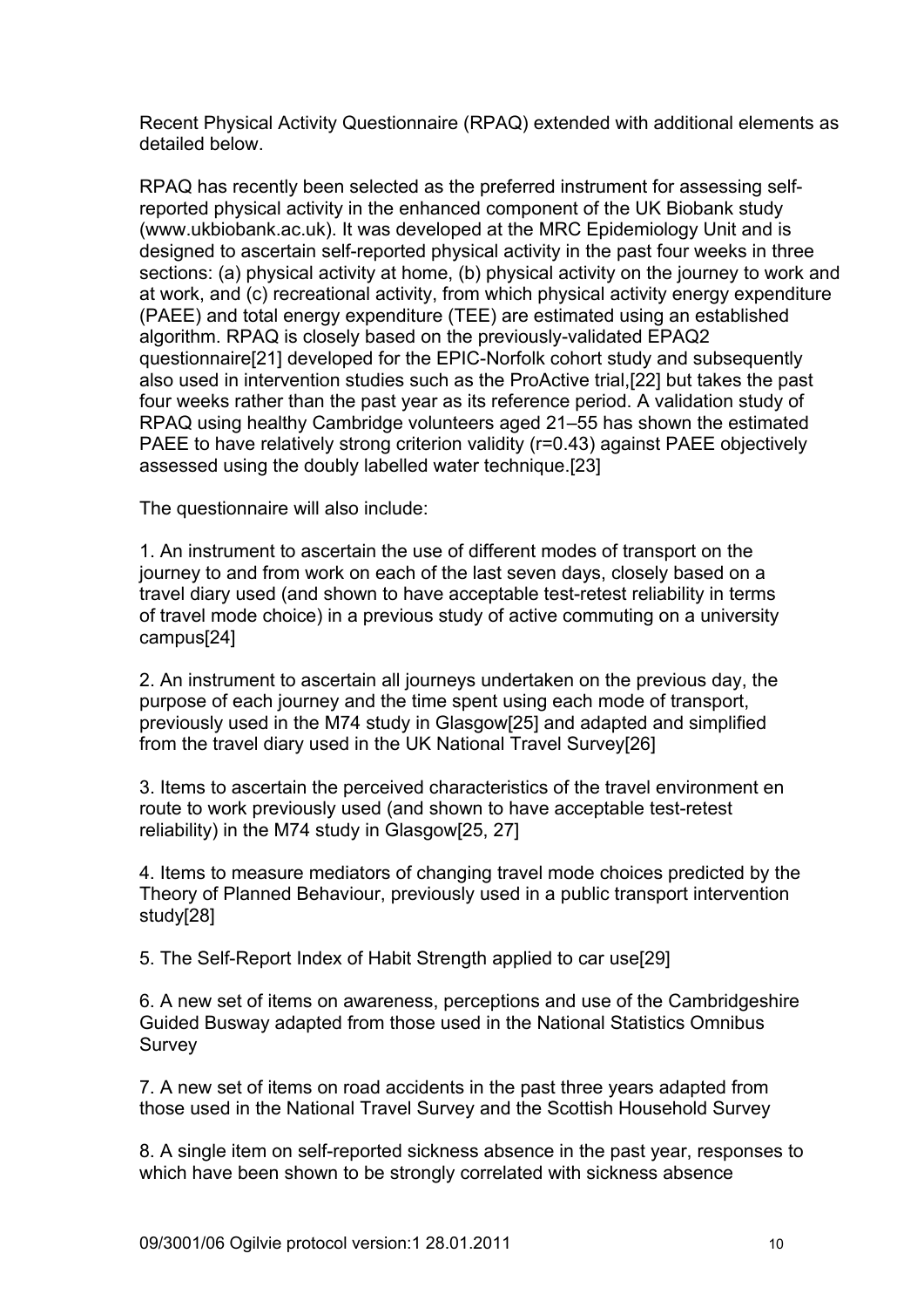Recent Physical Activity Questionnaire (RPAQ) extended with additional elements as detailed below.

RPAQ has recently been selected as the preferred instrument for assessing self-reported physical activity in the enhanced component of the UK Biobank study (www.ukbiobank.ac.uk). It was developed at the MRC Epidemiology Unit and is designed to ascertain self-reported physical activity in the past four weeks in three sections: (a) physical activity at home, (b) physical activity on the journey to work and at work, and (c) recreational activity, from which physical activity energy expenditure (PAEE) and total energy expenditure (TEE) are estimated using an established algorithm. RPAQ is closely based on the previously-validated EPAQ2 questionnaire[21] developed for the EPIC-Norfolk cohort study and subsequently also used in intervention studies such as the ProActive trial,[22] but takes the past four weeks rather than the past year as its reference period. A validation study of RPAQ using healthy Cambridge volunteers aged 21–55 has shown the estimated PAEE to have relatively strong criterion validity (r=0.43) against PAEE objectively assessed using the doubly labelled water technique.[23]

The questionnaire will also include:

1. An instrument to ascertain the use of different modes of transport on the journey to and from work on each of the last seven days, closely based on a travel diary used (and shown to have acceptable test-retest reliability in terms of travel mode choice) in a previous study of active commuting on a university campus[24]

2. An instrument to ascertain all journeys undertaken on the previous day, the purpose of each journey and the time spent using each mode of transport, previously used in the M74 study in Glasgow[25] and adapted and simplified from the travel diary used in the UK National Travel Survey[26]

3. Items to ascertain the perceived characteristics of the travel environment en route to work previously used (and shown to have acceptable test-retest reliability) in the M74 study in Glasgow[25, 27]

4. Items to measure mediators of changing travel mode choices predicted by the Theory of Planned Behaviour, previously used in a public transport intervention study[28]

5. The Self-Report Index of Habit Strength applied to car use[29]

6. A new set of items on awareness, perceptions and use of the Cambridgeshire Guided Busway adapted from those used in the National Statistics Omnibus Survey

7. A new set of items on road accidents in the past three years adapted from those used in the National Travel Survey and the Scottish Household Survey

8. A single item on self-reported sickness absence in the past year, responses to which have been shown to be strongly correlated with sickness absence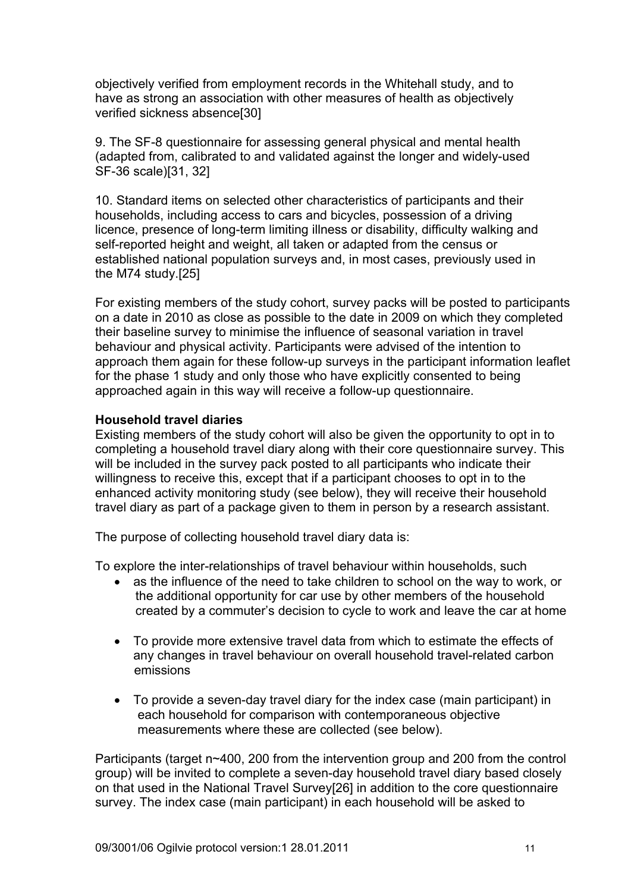objectively verified from employment records in the Whitehall study, and to have as strong an association with other measures of health as objectively verified sickness absence[30]

9. The SF-8 questionnaire for assessing general physical and mental health (adapted from, calibrated to and validated against the longer and widely-used SF-36 scale)[31, 32]

10. Standard items on selected other characteristics of participants and their households, including access to cars and bicycles, possession of a driving licence, presence of long-term limiting illness or disability, difficulty walking and self-reported height and weight, all taken or adapted from the census or established national population surveys and, in most cases, previously used in the M74 study.[25]

For existing members of the study cohort, survey packs will be posted to participants on a date in 2010 as close as possible to the date in 2009 on which they completed their baseline survey to minimise the influence of seasonal variation in travel behaviour and physical activity. Participants were advised of the intention to approach them again for these follow-up surveys in the participant information leaflet for the phase 1 study and only those who have explicitly consented to being approached again in this way will receive a follow-up questionnaire.

**Household travel diaries**

Existing members of the study cohort will also be given the opportunity to opt in to completing a household travel diary along with their core questionnaire survey. This will be included in the survey pack posted to all participants who indicate their willingness to receive this, except that if a participant chooses to opt in to the enhanced activity monitoring study (see below), they will receive their household travel diary as part of a package given to them in person by a research assistant.

The purpose of collecting household travel diary data is:

To explore the inter-relationships of travel behaviour within households, such

- as the influence of the need to take children to school on the way to work, or the additional opportunity for car use by other members of the household created by a commuter's decision to cycle to work and leave the car at home
- To provide more extensive travel data from which to estimate the effects of any changes in travel behaviour on overall household travel-related carbon emissions
- To provide a seven-day travel diary for the index case (main participant) in each household for comparison with contemporaneous objective measurements where these are collected (see below).

Participants (target n~400, 200 from the intervention group and 200 from the control group) will be invited to complete a seven-day household travel diary based closely on that used in the National Travel Survey[26] in addition to the core questionnaire survey. The index case (main participant) in each household will be asked to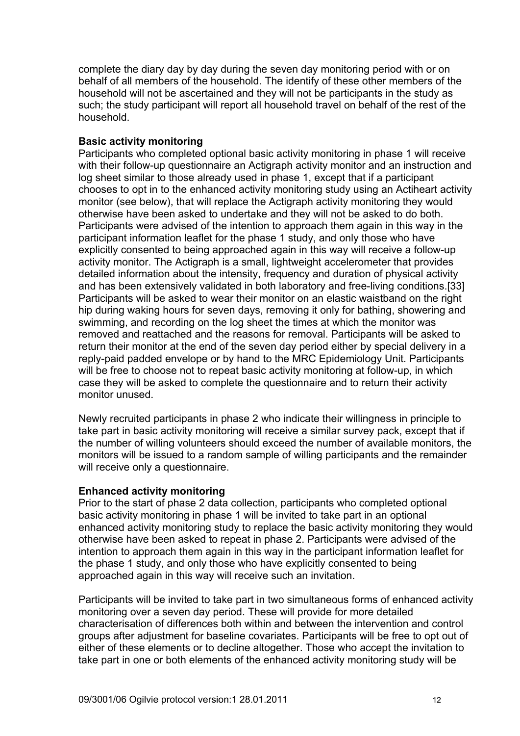complete the diary day by day during the seven day monitoring period with or on behalf of all members of the household. The identify of these other members of the household will not be ascertained and they will not be participants in the study as such; the study participant will report all household travel on behalf of the rest of the household.

**Basic activity monitoring**

Participants who completed optional basic activity monitoring in phase 1 will receive with their follow-up questionnaire an Actigraph activity monitor and an instruction and log sheet similar to those already used in phase 1, except that if a participant chooses to opt in to the enhanced activity monitoring study using an Actiheart activity monitor (see below), that will replace the Actigraph activity monitoring they would otherwise have been asked to undertake and they will not be asked to do both. Participants were advised of the intention to approach them again in this way in the participant information leaflet for the phase 1 study, and only those who have explicitly consented to being approached again in this way will receive a follow-up activity monitor. The Actigraph is a small, lightweight accelerometer that provides detailed information about the intensity, frequency and duration of physical activity and has been extensively validated in both laboratory and free-living conditions.[33] Participants will be asked to wear their monitor on an elastic waistband on the right hip during waking hours for seven days, removing it only for bathing, showering and swimming, and recording on the log sheet the times at which the monitor was removed and reattached and the reasons for removal. Participants will be asked to return their monitor at the end of the seven day period either by special delivery in a reply-paid padded envelope or by hand to the MRC Epidemiology Unit. Participants will be free to choose not to repeat basic activity monitoring at follow-up, in which case they will be asked to complete the questionnaire and to return their activity monitor unused.

Newly recruited participants in phase 2 who indicate their willingness in principle to take part in basic activity monitoring will receive a similar survey pack, except that if the number of willing volunteers should exceed the number of available monitors, the monitors will be issued to a random sample of willing participants and the remainder will receive only a questionnaire.

**Enhanced activity monitoring**

Prior to the start of phase 2 data collection, participants who completed optional basic activity monitoring in phase 1 will be invited to take part in an optional enhanced activity monitoring study to replace the basic activity monitoring they would otherwise have been asked to repeat in phase 2. Participants were advised of the intention to approach them again in this way in the participant information leaflet for the phase 1 study, and only those who have explicitly consented to being approached again in this way will receive such an invitation.

Participants will be invited to take part in two simultaneous forms of enhanced activity monitoring over a seven day period. These will provide for more detailed characterisation of differences both within and between the intervention and control groups after adjustment for baseline covariates. Participants will be free to opt out of either of these elements or to decline altogether. Those who accept the invitation to take part in one or both elements of the enhanced activity monitoring study will be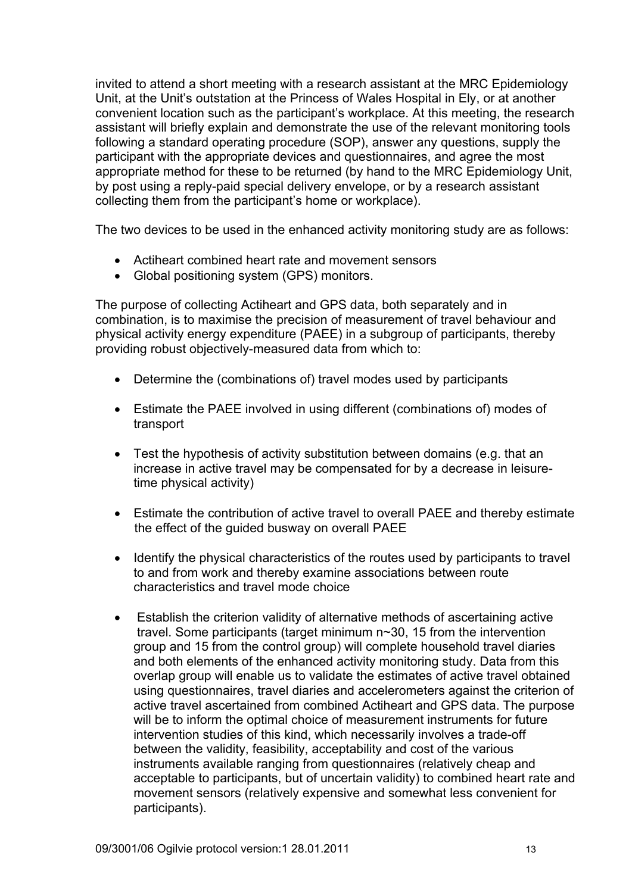invited to attend a short meeting with a research assistant at the MRC Epidemiology Unit, at the Unit's outstation at the Princess of Wales Hospital in Ely, or at another convenient location such as the participant's workplace. At this meeting, the research assistant will briefly explain and demonstrate the use of the relevant monitoring tools following a standard operating procedure (SOP), answer any questions, supply the participant with the appropriate devices and questionnaires, and agree the most appropriate method for these to be returned (by hand to the MRC Epidemiology Unit, by post using a reply-paid special delivery envelope, or by a research assistant collecting them from the participant's home or workplace).

The two devices to be used in the enhanced activity monitoring study are as follows:

- Actiheart combined heart rate and movement sensors
- Global positioning system (GPS) monitors.

The purpose of collecting Actiheart and GPS data, both separately and in combination, is to maximise the precision of measurement of travel behaviour and physical activity energy expenditure (PAEE) in a subgroup of participants, thereby providing robust objectively-measured data from which to:

- Determine the (combinations of) travel modes used by participants
- Estimate the PAEE involved in using different (combinations of) modes of transport
- Test the hypothesis of activity substitution between domains (e.g. that an increase in active travel may be compensated for by a decrease in leisure-time physical activity)
- Estimate the contribution of active travel to overall PAEE and thereby estimate the effect of the guided busway on overall PAEE
- Identify the physical characteristics of the routes used by participants to travel to and from work and thereby examine associations between route characteristics and travel mode choice
- Establish the criterion validity of alternative methods of ascertaining active travel. Some participants (target minimum n~30, 15 from the intervention group and 15 from the control group) will complete household travel diaries and both elements of the enhanced activity monitoring study. Data from this overlap group will enable us to validate the estimates of active travel obtained using questionnaires, travel diaries and accelerometers against the criterion of active travel ascertained from combined Actiheart and GPS data. The purpose will be to inform the optimal choice of measurement instruments for future intervention studies of this kind, which necessarily involves a trade-off between the validity, feasibility, acceptability and cost of the various instruments available ranging from questionnaires (relatively cheap and acceptable to participants, but of uncertain validity) to combined heart rate and movement sensors (relatively expensive and somewhat less convenient for participants).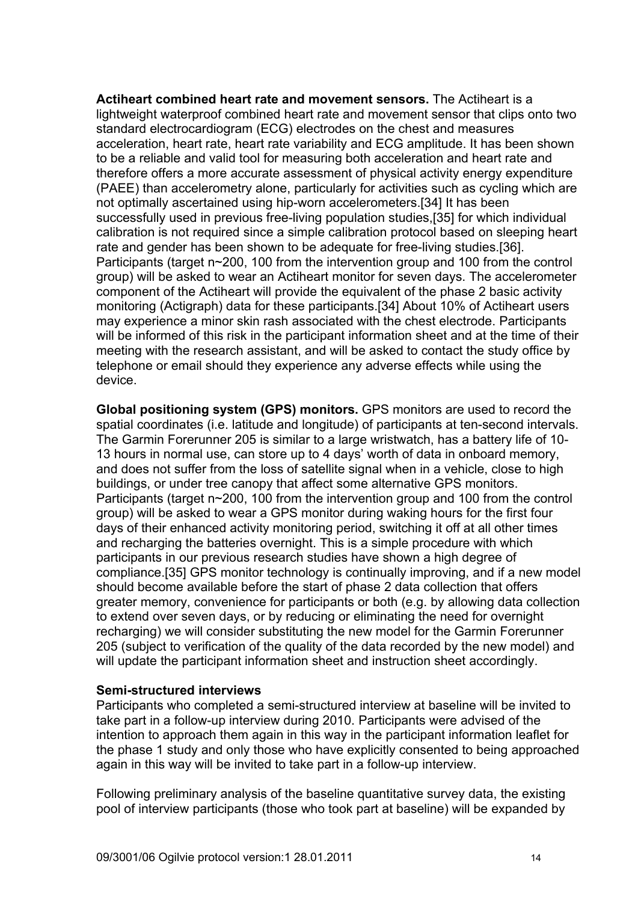**Actiheart combined heart rate and movement sensors.** The Actiheart is a lightweight waterproof combined heart rate and movement sensor that clips onto two standard electrocardiogram (ECG) electrodes on the chest and measures acceleration, heart rate, heart rate variability and ECG amplitude. It has been shown to be a reliable and valid tool for measuring both acceleration and heart rate and therefore offers a more accurate assessment of physical activity energy expenditure (PAEE) than accelerometry alone, particularly for activities such as cycling which are not optimally ascertained using hip-worn accelerometers.[34] It has been successfully used in previous free-living population studies,[35] for which individual calibration is not required since a simple calibration protocol based on sleeping heart rate and gender has been shown to be adequate for free-living studies.[36]. Participants (target n~200, 100 from the intervention group and 100 from the control group) will be asked to wear an Actiheart monitor for seven days. The accelerometer component of the Actiheart will provide the equivalent of the phase 2 basic activity monitoring (Actigraph) data for these participants.[34] About 10% of Actiheart users may experience a minor skin rash associated with the chest electrode. Participants will be informed of this risk in the participant information sheet and at the time of their meeting with the research assistant, and will be asked to contact the study office by telephone or email should they experience any adverse effects while using the device.

**Global positioning system (GPS) monitors.** GPS monitors are used to record the spatial coordinates (i.e. latitude and longitude) of participants at ten-second intervals. The Garmin Forerunner 205 is similar to a large wristwatch, has a battery life of 10-13 hours in normal use, can store up to 4 days' worth of data in onboard memory, and does not suffer from the loss of satellite signal when in a vehicle, close to high buildings, or under tree canopy that affect some alternative GPS monitors. Participants (target n~200, 100 from the intervention group and 100 from the control group) will be asked to wear a GPS monitor during waking hours for the first four days of their enhanced activity monitoring period, switching it off at all other times and recharging the batteries overnight. This is a simple procedure with which participants in our previous research studies have shown a high degree of compliance.[35] GPS monitor technology is continually improving, and if a new model should become available before the start of phase 2 data collection that offers greater memory, convenience for participants or both (e.g. by allowing data collection to extend over seven days, or by reducing or eliminating the need for overnight recharging) we will consider substituting the new model for the Garmin Forerunner 205 (subject to verification of the quality of the data recorded by the new model) and will update the participant information sheet and instruction sheet accordingly.

**Semi-structured interviews**

Participants who completed a semi-structured interview at baseline will be invited to take part in a follow-up interview during 2010. Participants were advised of the intention to approach them again in this way in the participant information leaflet for the phase 1 study and only those who have explicitly consented to being approached again in this way will be invited to take part in a follow-up interview.

Following preliminary analysis of the baseline quantitative survey data, the existing pool of interview participants (those who took part at baseline) will be expanded by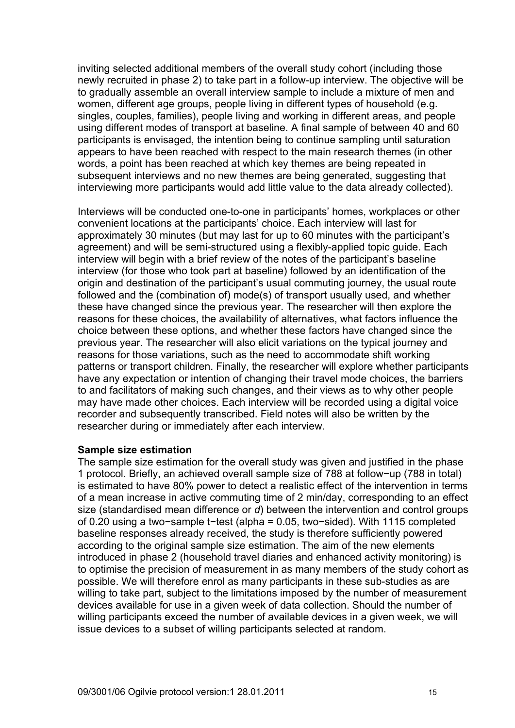inviting selected additional members of the overall study cohort (including those newly recruited in phase 2) to take part in a follow-up interview. The objective will be to gradually assemble an overall interview sample to include a mixture of men and women, different age groups, people living in different types of household (e.g. singles, couples, families), people living and working in different areas, and people using different modes of transport at baseline. A final sample of between 40 and 60 participants is envisaged, the intention being to continue sampling until saturation appears to have been reached with respect to the main research themes (in other words, a point has been reached at which key themes are being repeated in subsequent interviews and no new themes are being generated, suggesting that interviewing more participants would add little value to the data already collected).

Interviews will be conducted one-to-one in participants' homes, workplaces or other convenient locations at the participants' choice. Each interview will last for approximately 30 minutes (but may last for up to 60 minutes with the participant's agreement) and will be semi-structured using a flexibly-applied topic guide. Each interview will begin with a brief review of the notes of the participant's baseline interview (for those who took part at baseline) followed by an identification of the origin and destination of the participant's usual commuting journey, the usual route followed and the (combination of) mode(s) of transport usually used, and whether these have changed since the previous year. The researcher will then explore the reasons for these choices, the availability of alternatives, what factors influence the choice between these options, and whether these factors have changed since the previous year. The researcher will also elicit variations on the typical journey and reasons for those variations, such as the need to accommodate shift working patterns or transport children. Finally, the researcher will explore whether participants have any expectation or intention of changing their travel mode choices, the barriers to and facilitators of making such changes, and their views as to why other people may have made other choices. Each interview will be recorded using a digital voice recorder and subsequently transcribed. Field notes will also be written by the researcher during or immediately after each interview.

**Sample size estimation**

The sample size estimation for the overall study was given and justified in the phase 1 protocol. Briefly, an achieved overall sample size of 788 at follow−up (788 in total) is estimated to have 80% power to detect a realistic effect of the intervention in terms of a mean increase in active commuting time of 2 min/day, corresponding to an effect size (standardised mean difference or *d*) between the intervention and control groups of 0.20 using a two−sample t−test (alpha = 0.05, two−sided). With 1115 completed baseline responses already received, the study is therefore sufficiently powered according to the original sample size estimation. The aim of the new elements introduced in phase 2 (household travel diaries and enhanced activity monitoring) is to optimise the precision of measurement in as many members of the study cohort as possible. We will therefore enrol as many participants in these sub-studies as are willing to take part, subject to the limitations imposed by the number of measurement devices available for use in a given week of data collection. Should the number of willing participants exceed the number of available devices in a given week, we will issue devices to a subset of willing participants selected at random.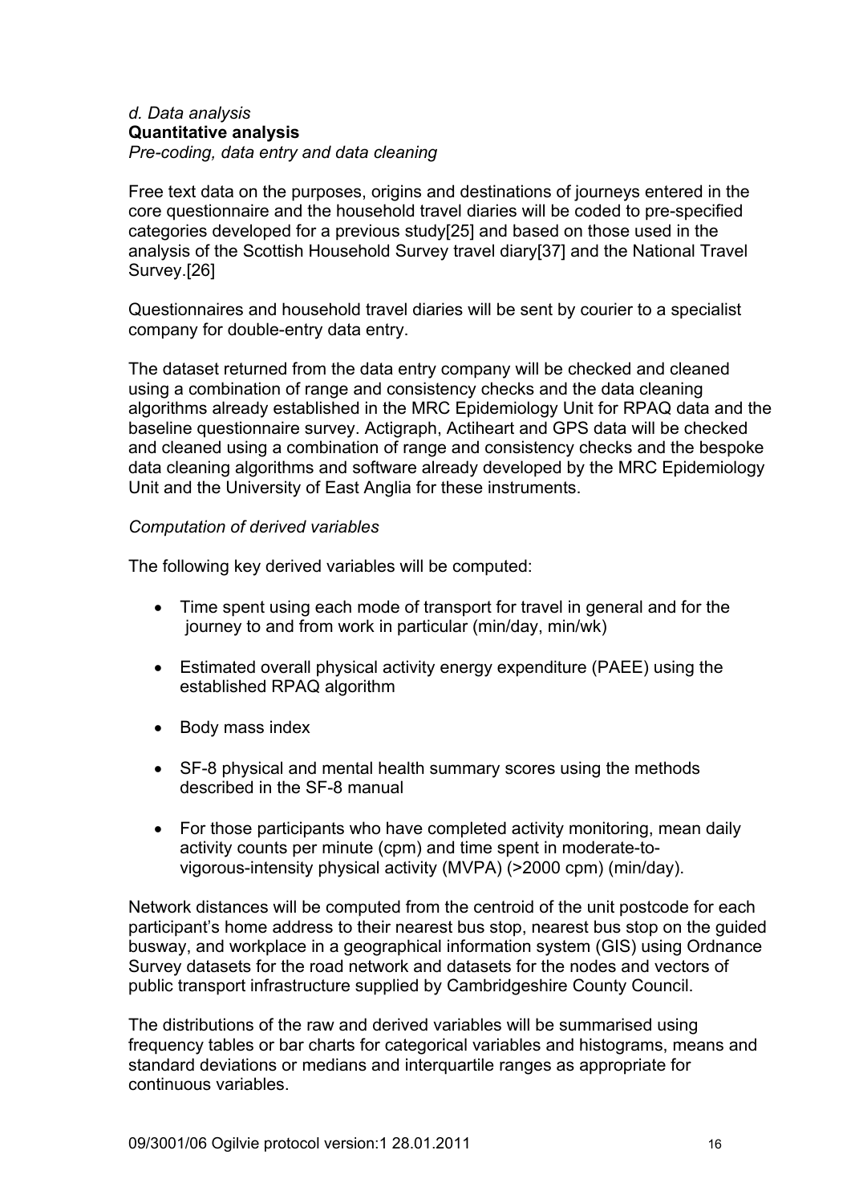*d. Data analysis*

**Quantitative analysis**

*Pre-coding, data entry and data cleaning*

Free text data on the purposes, origins and destinations of journeys entered in the core questionnaire and the household travel diaries will be coded to pre-specified categories developed for a previous study[25] and based on those used in the analysis of the Scottish Household Survey travel diary[37] and the National Travel Survey.[26]

Questionnaires and household travel diaries will be sent by courier to a specialist company for double-entry data entry.

The dataset returned from the data entry company will be checked and cleaned using a combination of range and consistency checks and the data cleaning algorithms already established in the MRC Epidemiology Unit for RPAQ data and the baseline questionnaire survey. Actigraph, Actiheart and GPS data will be checked and cleaned using a combination of range and consistency checks and the bespoke data cleaning algorithms and software already developed by the MRC Epidemiology Unit and the University of East Anglia for these instruments.

*Computation of derived variables*

The following key derived variables will be computed:

- Time spent using each mode of transport for travel in general and for the journey to and from work in particular (min/day, min/wk)
- Estimated overall physical activity energy expenditure (PAEE) using the established RPAQ algorithm
- Body mass index
- SF-8 physical and mental health summary scores using the methods described in the SF-8 manual
- For those participants who have completed activity monitoring, mean daily activity counts per minute (cpm) and time spent in moderate-to-vigorous-intensity physical activity (MVPA) (>2000 cpm) (min/day).

Network distances will be computed from the centroid of the unit postcode for each participant's home address to their nearest bus stop, nearest bus stop on the guided busway, and workplace in a geographical information system (GIS) using Ordnance Survey datasets for the road network and datasets for the nodes and vectors of public transport infrastructure supplied by Cambridgeshire County Council.

The distributions of the raw and derived variables will be summarised using frequency tables or bar charts for categorical variables and histograms, means and standard deviations or medians and interquartile ranges as appropriate for continuous variables.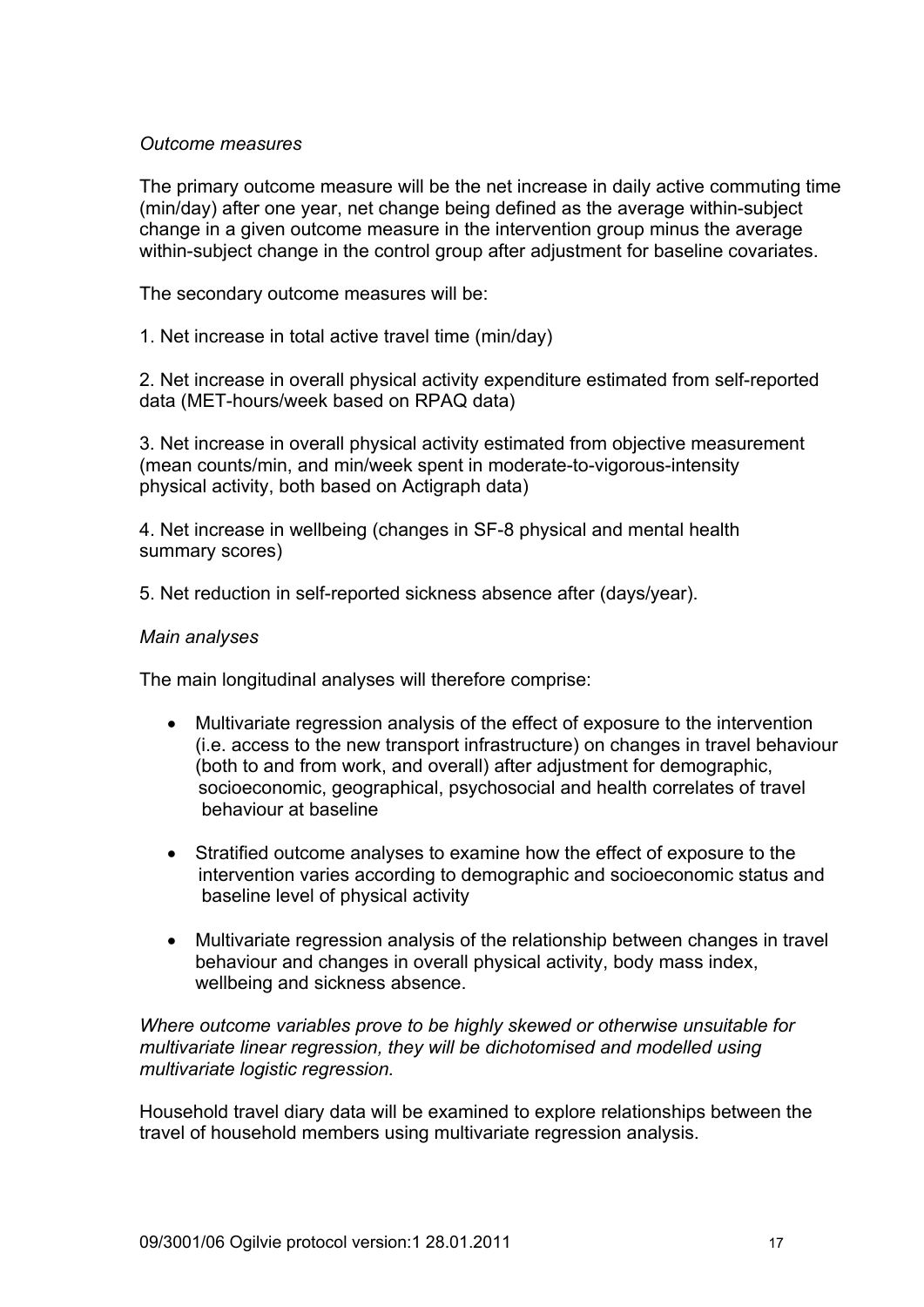*Outcome measures*

The primary outcome measure will be the net increase in daily active commuting time (min/day) after one year, net change being defined as the average within-subject change in a given outcome measure in the intervention group minus the average within-subject change in the control group after adjustment for baseline covariates.

The secondary outcome measures will be:

1. Net increase in total active travel time (min/day)

2. Net increase in overall physical activity expenditure estimated from self-reported data (MET-hours/week based on RPAQ data)

3. Net increase in overall physical activity estimated from objective measurement (mean counts/min, and min/week spent in moderate-to-vigorous-intensity physical activity, both based on Actigraph data)

4. Net increase in wellbeing (changes in SF-8 physical and mental health summary scores)

5. Net reduction in self-reported sickness absence after (days/year).

*Main analyses*

The main longitudinal analyses will therefore comprise:

- Multivariate regression analysis of the effect of exposure to the intervention (i.e. access to the new transport infrastructure) on changes in travel behaviour (both to and from work, and overall) after adjustment for demographic, socioeconomic, geographical, psychosocial and health correlates of travel behaviour at baseline
- Stratified outcome analyses to examine how the effect of exposure to the intervention varies according to demographic and socioeconomic status and baseline level of physical activity
- Multivariate regression analysis of the relationship between changes in travel behaviour and changes in overall physical activity, body mass index, wellbeing and sickness absence.

*Where outcome variables prove to be highly skewed or otherwise unsuitable for multivariate linear regression, they will be dichotomised and modelled using multivariate logistic regression.*

Household travel diary data will be examined to explore relationships between the travel of household members using multivariate regression analysis.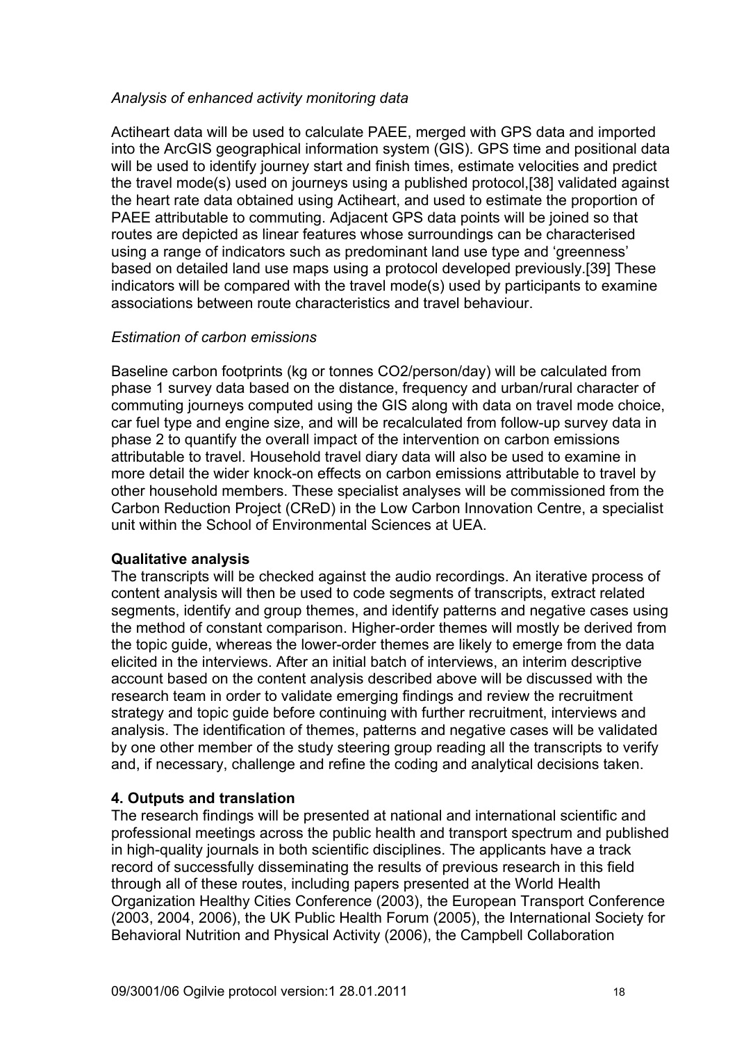*Analysis of enhanced activity monitoring data*

Actiheart data will be used to calculate PAEE, merged with GPS data and imported into the ArcGIS geographical information system (GIS). GPS time and positional data will be used to identify journey start and finish times, estimate velocities and predict the travel mode(s) used on journeys using a published protocol,[38] validated against the heart rate data obtained using Actiheart, and used to estimate the proportion of PAEE attributable to commuting. Adjacent GPS data points will be joined so that routes are depicted as linear features whose surroundings can be characterised using a range of indicators such as predominant land use type and 'greenness' based on detailed land use maps using a protocol developed previously.[39] These indicators will be compared with the travel mode(s) used by participants to examine associations between route characteristics and travel behaviour.

*Estimation of carbon emissions*

Baseline carbon footprints (kg or tonnes $CO_2$/person/day) will be calculated from phase 1 survey data based on the distance, frequency and urban/rural character of commuting journeys computed using the GIS along with data on travel mode choice, car fuel type and engine size, and will be recalculated from follow-up survey data in phase 2 to quantify the overall impact of the intervention on carbon emissions attributable to travel. Household travel diary data will also be used to examine in more detail the wider knock-on effects on carbon emissions attributable to travel by other household members. These specialist analyses will be commissioned from the Carbon Reduction Project (CReD) in the Low Carbon Innovation Centre, a specialist unit within the School of Environmental Sciences at UEA.

**Qualitative analysis**

The transcripts will be checked against the audio recordings. An iterative process of content analysis will then be used to code segments of transcripts, extract related segments, identify and group themes, and identify patterns and negative cases using the method of constant comparison. Higher-order themes will mostly be derived from the topic guide, whereas the lower-order themes are likely to emerge from the data elicited in the interviews. After an initial batch of interviews, an interim descriptive account based on the content analysis described above will be discussed with the research team in order to validate emerging findings and review the recruitment strategy and topic guide before continuing with further recruitment, interviews and analysis. The identification of themes, patterns and negative cases will be validated by one other member of the study steering group reading all the transcripts to verify and, if necessary, challenge and refine the coding and analytical decisions taken.

## 4. Outputs and translation

The research findings will be presented at national and international scientific and professional meetings across the public health and transport spectrum and published in high-quality journals in both scientific disciplines. The applicants have a track record of successfully disseminating the results of previous research in this field through all of these routes, including papers presented at the World Health Organization Healthy Cities Conference (2003), the European Transport Conference (2003, 2004, 2006), the UK Public Health Forum (2005), the International Society for Behavioral Nutrition and Physical Activity (2006), the Campbell Collaboration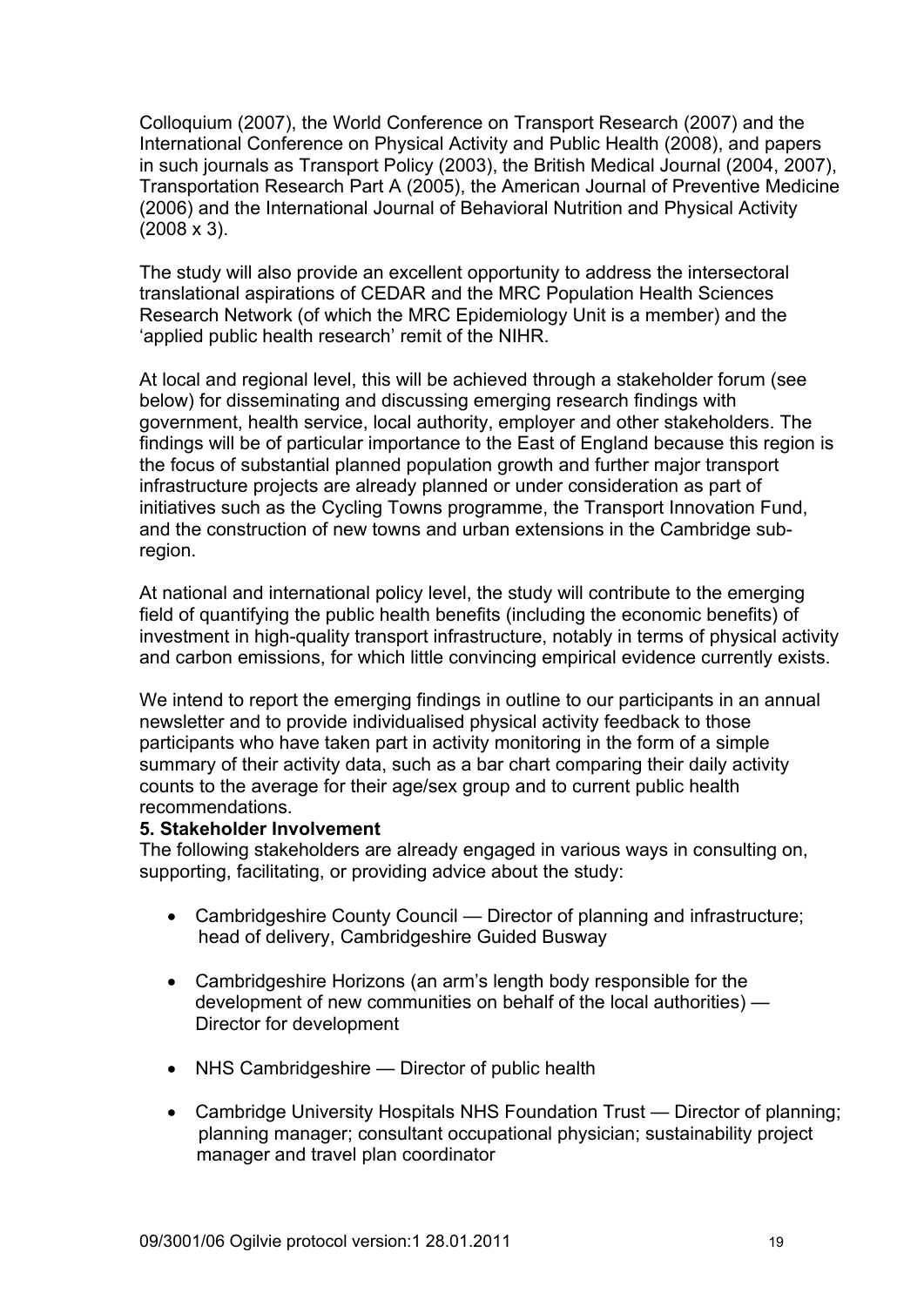Colloquium (2007), the World Conference on Transport Research (2007) and the International Conference on Physical Activity and Public Health (2008), and papers in such journals as Transport Policy (2003), the British Medical Journal (2004, 2007), Transportation Research Part A (2005), the American Journal of Preventive Medicine (2006) and the International Journal of Behavioral Nutrition and Physical Activity (2008 x 3).

The study will also provide an excellent opportunity to address the intersectoral translational aspirations of CEDAR and the MRC Population Health Sciences Research Network (of which the MRC Epidemiology Unit is a member) and the 'applied public health research' remit of the NIHR.

At local and regional level, this will be achieved through a stakeholder forum (see below) for disseminating and discussing emerging research findings with government, health service, local authority, employer and other stakeholders. The findings will be of particular importance to the East of England because this region is the focus of substantial planned population growth and further major transport infrastructure projects are already planned or under consideration as part of initiatives such as the Cycling Towns programme, the Transport Innovation Fund, and the construction of new towns and urban extensions in the Cambridge sub-region.

At national and international policy level, the study will contribute to the emerging field of quantifying the public health benefits (including the economic benefits) of investment in high-quality transport infrastructure, notably in terms of physical activity and carbon emissions, for which little convincing empirical evidence currently exists.

We intend to report the emerging findings in outline to our participants in an annual newsletter and to provide individualised physical activity feedback to those participants who have taken part in activity monitoring in the form of a simple summary of their activity data, such as a bar chart comparing their daily activity counts to the average for their age/sex group and to current public health recommendations.

**5. Stakeholder Involvement**

The following stakeholders are already engaged in various ways in consulting on, supporting, facilitating, or providing advice about the study:

- Cambridgeshire County Council — Director of planning and infrastructure; head of delivery, Cambridgeshire Guided Busway
- Cambridgeshire Horizons (an arm's length body responsible for the development of new communities on behalf of the local authorities) — Director for development
- NHS Cambridgeshire — Director of public health
- Cambridge University Hospitals NHS Foundation Trust — Director of planning; planning manager; consultant occupational physician; sustainability project manager and travel plan coordinator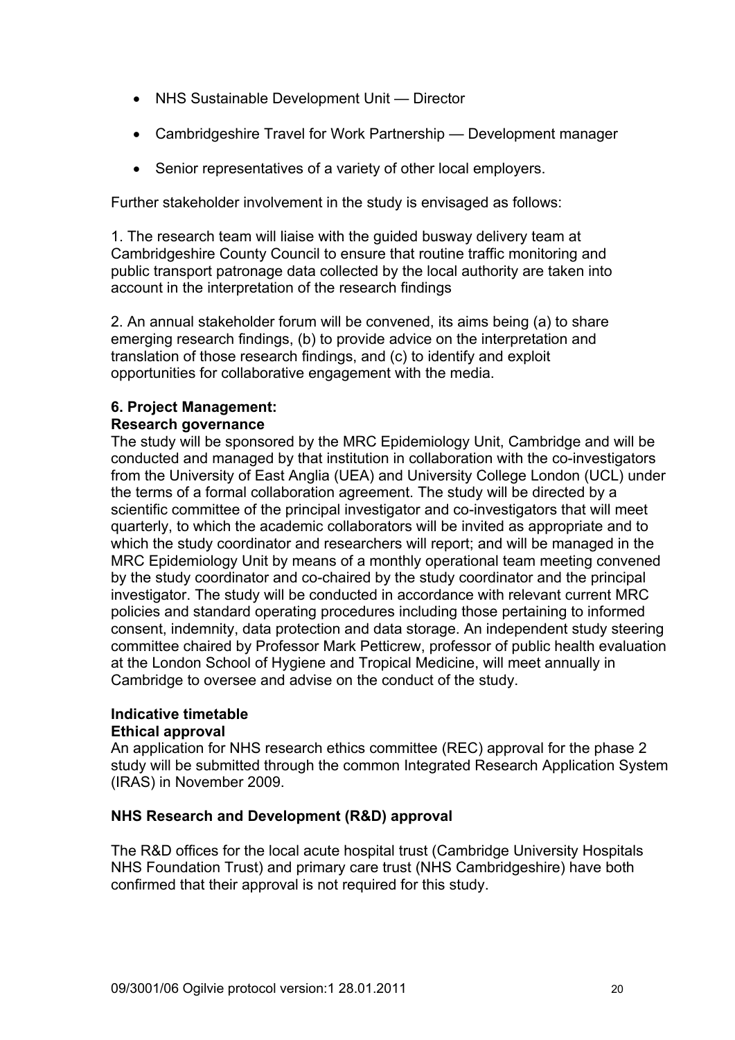- NHS Sustainable Development Unit — Director
- Cambridgeshire Travel for Work Partnership — Development manager
- Senior representatives of a variety of other local employers.

Further stakeholder involvement in the study is envisaged as follows:

1. The research team will liaise with the guided busway delivery team at Cambridgeshire County Council to ensure that routine traffic monitoring and public transport patronage data collected by the local authority are taken into account in the interpretation of the research findings

2. An annual stakeholder forum will be convened, its aims being (a) to share emerging research findings, (b) to provide advice on the interpretation and translation of those research findings, and (c) to identify and exploit opportunities for collaborative engagement with the media.

**6. Project Management:**

**Research governance**

The study will be sponsored by the MRC Epidemiology Unit, Cambridge and will be conducted and managed by that institution in collaboration with the co-investigators from the University of East Anglia (UEA) and University College London (UCL) under the terms of a formal collaboration agreement. The study will be directed by a scientific committee of the principal investigator and co-investigators that will meet quarterly, to which the academic collaborators will be invited as appropriate and to which the study coordinator and researchers will report; and will be managed in the MRC Epidemiology Unit by means of a monthly operational team meeting convened by the study coordinator and co-chaired by the study coordinator and the principal investigator. The study will be conducted in accordance with relevant current MRC policies and standard operating procedures including those pertaining to informed consent, indemnity, data protection and data storage. An independent study steering committee chaired by Professor Mark Petticrew, professor of public health evaluation at the London School of Hygiene and Tropical Medicine, will meet annually in Cambridge to oversee and advise on the conduct of the study.

**Indicative timetable**

**Ethical approval**

An application for NHS research ethics committee (REC) approval for the phase 2 study will be submitted through the common Integrated Research Application System (IRAS) in November 2009.

**NHS Research and Development (R&D) approval**

The R&D offices for the local acute hospital trust (Cambridge University Hospitals NHS Foundation Trust) and primary care trust (NHS Cambridgeshire) have both confirmed that their approval is not required for this study.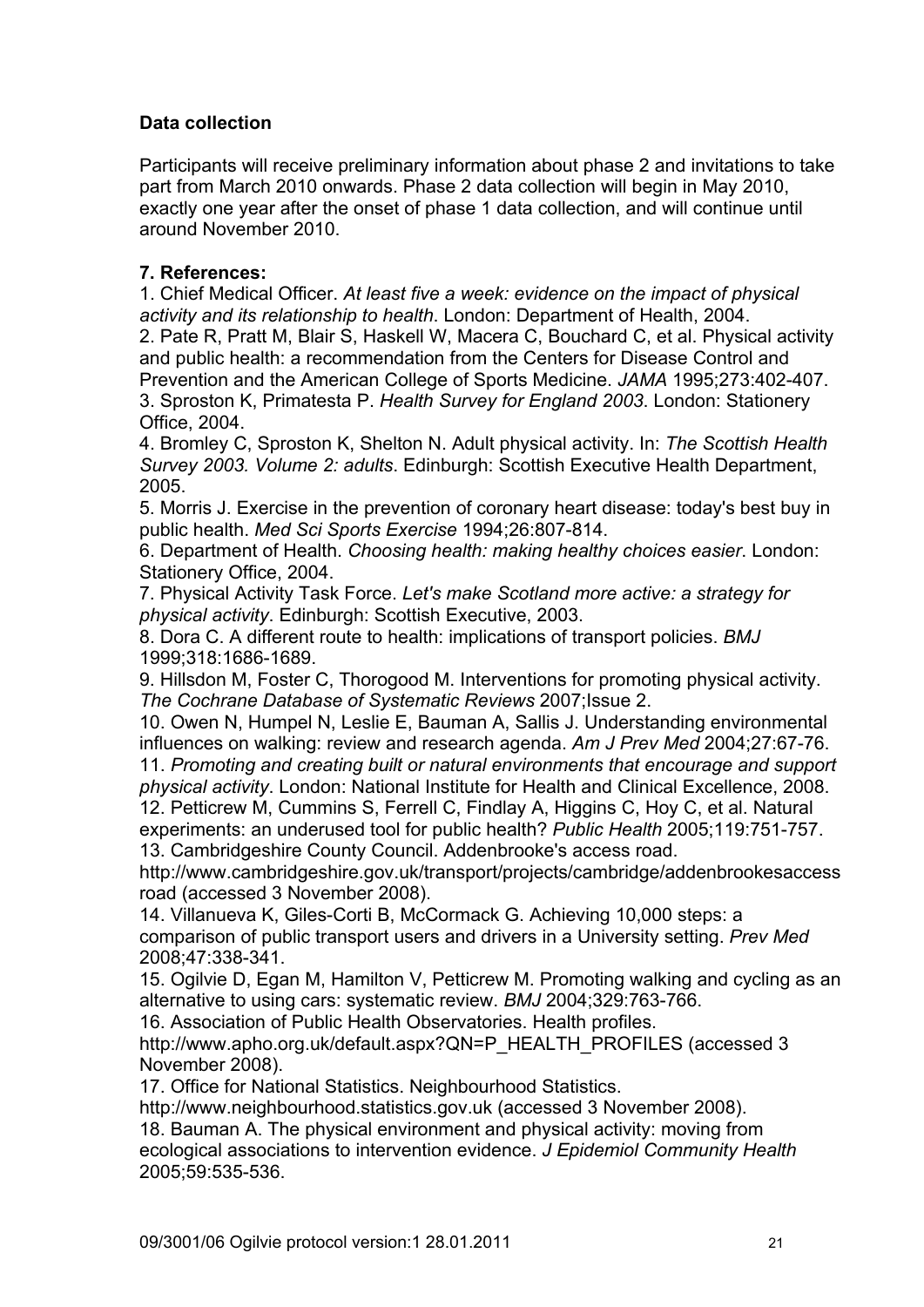**Data collection**

Participants will receive preliminary information about phase 2 and invitations to take part from March 2010 onwards. Phase 2 data collection will begin in May 2010, exactly one year after the onset of phase 1 data collection, and will continue until around November 2010.

**7. References:**

1. Chief Medical Officer. *At least five a week: evidence on the impact of physical activity and its relationship to health*. London: Department of Health, 2004.
2. Pate R, Pratt M, Blair S, Haskell W, Macera C, Bouchard C, et al. Physical activity and public health: a recommendation from the Centers for Disease Control and Prevention and the American College of Sports Medicine. *JAMA* 1995;273:402-407.
3. Sproston K, Primatesta P. *Health Survey for England 2003*. London: Stationery Office, 2004.
4. Bromley C, Sproston K, Shelton N. Adult physical activity. In: *The Scottish Health Survey 2003. Volume 2: adults*. Edinburgh: Scottish Executive Health Department, 2005.
5. Morris J. Exercise in the prevention of coronary heart disease: today's best buy in public health. *Med Sci Sports Exercise* 1994;26:807-814.
6. Department of Health. *Choosing health: making healthy choices easier*. London: Stationery Office, 2004.
7. Physical Activity Task Force. *Let's make Scotland more active: a strategy for physical activity*. Edinburgh: Scottish Executive, 2003.
8. Dora C. A different route to health: implications of transport policies. *BMJ* 1999;318:1686-1689.
9. Hillsdon M, Foster C, Thorogood M. Interventions for promoting physical activity. *The Cochrane Database of Systematic Reviews* 2007;Issue 2.
10. Owen N, Humpel N, Leslie E, Bauman A, Sallis J. Understanding environmental influences on walking: review and research agenda. *Am J Prev Med* 2004;27:67-76.
11. *Promoting and creating built or natural environments that encourage and support physical activity*. London: National Institute for Health and Clinical Excellence, 2008.
12. Petticrew M, Cummins S, Ferrell C, Findlay A, Higgins C, Hoy C, et al. Natural experiments: an underused tool for public health? *Public Health* 2005;119:751-757.
13. Cambridgeshire County Council. Addenbrooke's access road. http://www.cambridgeshire.gov.uk/transport/projects/cambridge/addenbrookesaccessroad (accessed 3 November 2008).
14. Villanueva K, Giles-Corti B, McCormack G. Achieving 10,000 steps: a comparison of public transport users and drivers in a University setting. *Prev Med* 2008;47:338-341.
15. Ogilvie D, Egan M, Hamilton V, Petticrew M. Promoting walking and cycling as an alternative to using cars: systematic review. *BMJ* 2004;329:763-766.
16. Association of Public Health Observatories. Health profiles. http://www.apho.org.uk/default.aspx?QN=P_HEALTH_PROFILES (accessed 3 November 2008).
17. Office for National Statistics. Neighbourhood Statistics. http://www.neighbourhood.statistics.gov.uk (accessed 3 November 2008).
18. Bauman A. The physical environment and physical activity: moving from ecological associations to intervention evidence. *J Epidemiol Community Health* 2005;59:535-536.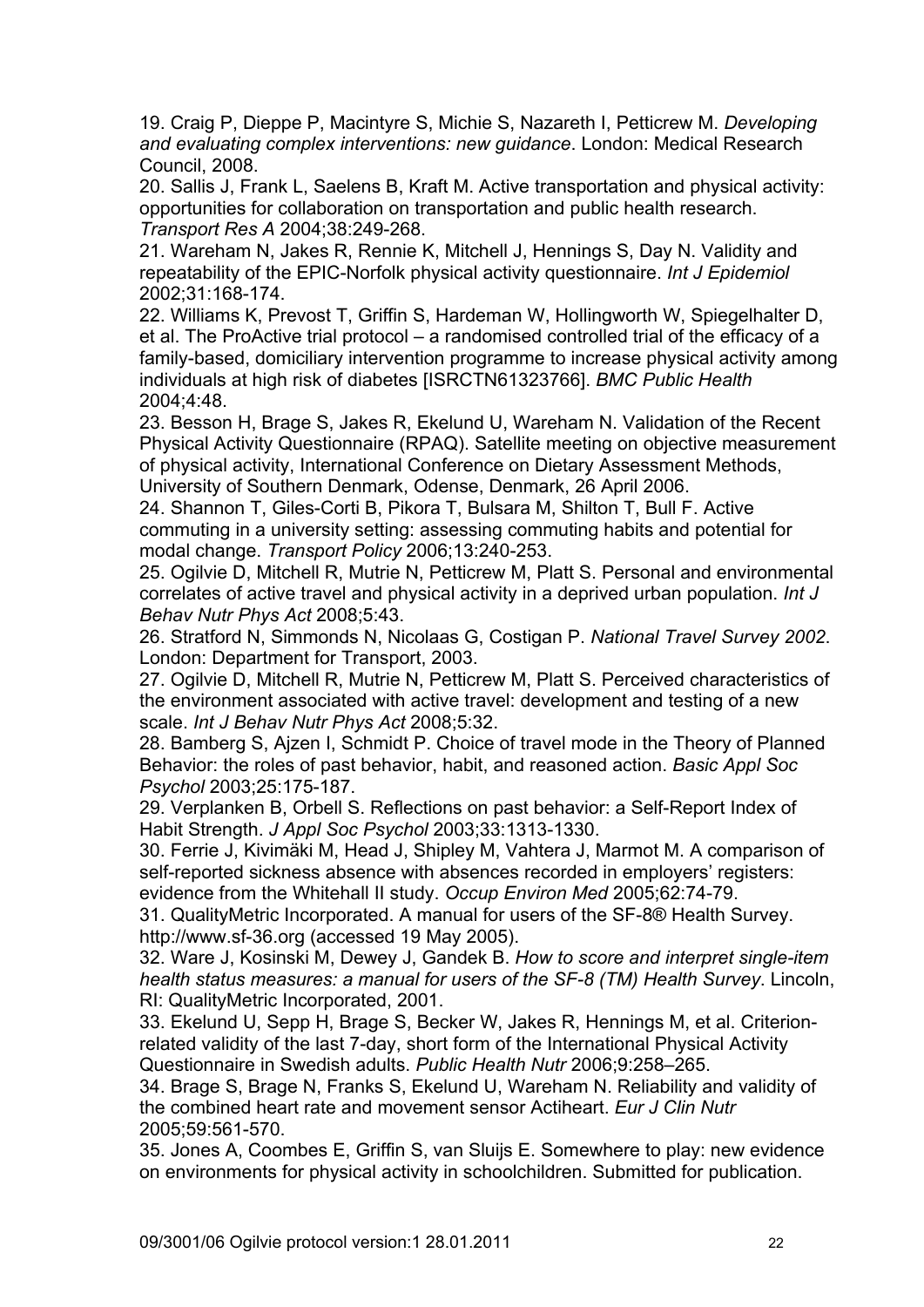19. Craig P, Dieppe P, Macintyre S, Michie S, Nazareth I, Petticrew M. *Developing and evaluating complex interventions: new guidance*. London: Medical Research Council, 2008.

20. Sallis J, Frank L, Saelens B, Kraft M. Active transportation and physical activity: opportunities for collaboration on transportation and public health research. *Transport Res A* 2004;38:249-268.

21. Wareham N, Jakes R, Rennie K, Mitchell J, Hennings S, Day N. Validity and repeatability of the EPIC-Norfolk physical activity questionnaire. *Int J Epidemiol* 2002;31:168-174.

22. Williams K, Prevost T, Griffin S, Hardeman W, Hollingworth W, Spiegelhalter D, et al. The ProActive trial protocol – a randomised controlled trial of the efficacy of a family-based, domiciliary intervention programme to increase physical activity among individuals at high risk of diabetes [ISRCTN61323766]. *BMC Public Health* 2004;4:48.

23. Besson H, Brage S, Jakes R, Ekelund U, Wareham N. Validation of the Recent Physical Activity Questionnaire (RPAQ). Satellite meeting on objective measurement of physical activity, International Conference on Dietary Assessment Methods, University of Southern Denmark, Odense, Denmark, 26 April 2006.

24. Shannon T, Giles-Corti B, Pikora T, Bulsara M, Shilton T, Bull F. Active commuting in a university setting: assessing commuting habits and potential for modal change. *Transport Policy* 2006;13:240-253.

25. Ogilvie D, Mitchell R, Mutrie N, Petticrew M, Platt S. Personal and environmental correlates of active travel and physical activity in a deprived urban population. *Int J Behav Nutr Phys Act* 2008;5:43.

26. Stratford N, Simmonds N, Nicolaas G, Costigan P. *National Travel Survey 2002*. London: Department for Transport, 2003.

27. Ogilvie D, Mitchell R, Mutrie N, Petticrew M, Platt S. Perceived characteristics of the environment associated with active travel: development and testing of a new scale. *Int J Behav Nutr Phys Act* 2008;5:32.

28. Bamberg S, Ajzen I, Schmidt P. Choice of travel mode in the Theory of Planned Behavior: the roles of past behavior, habit, and reasoned action. *Basic Appl Soc Psychol* 2003;25:175-187.

29. Verplanken B, Orbell S. Reflections on past behavior: a Self-Report Index of Habit Strength. *J Appl Soc Psychol* 2003;33:1313-1330.

30. Ferrie J, Kivimäki M, Head J, Shipley M, Vahtera J, Marmot M. A comparison of self-reported sickness absence with absences recorded in employers' registers: evidence from the Whitehall II study. *Occup Environ Med* 2005;62:74-79.

31. QualityMetric Incorporated. A manual for users of the SF-8® Health Survey. http://www.sf-36.org (accessed 19 May 2005).

32. Ware J, Kosinski M, Dewey J, Gandek B. *How to score and interpret single-item health status measures: a manual for users of the SF-8 (TM) Health Survey*. Lincoln, RI: QualityMetric Incorporated, 2001.

33. Ekelund U, Sepp H, Brage S, Becker W, Jakes R, Hennings M, et al. Criterion-related validity of the last 7-day, short form of the International Physical Activity Questionnaire in Swedish adults. *Public Health Nutr* 2006;9:258–265.

34. Brage S, Brage N, Franks S, Ekelund U, Wareham N. Reliability and validity of the combined heart rate and movement sensor Actiheart. *Eur J Clin Nutr* 2005;59:561-570.

35. Jones A, Coombes E, Griffin S, van Sluijs E. Somewhere to play: new evidence on environments for physical activity in schoolchildren. Submitted for publication.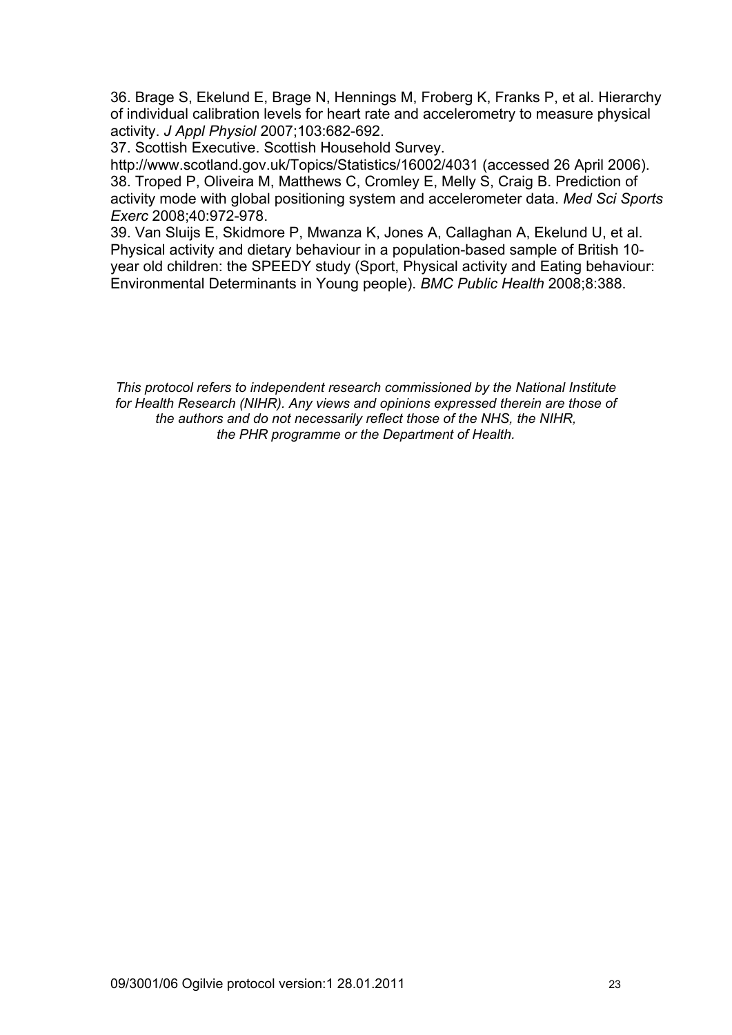36. Brage S, Ekelund E, Brage N, Hennings M, Froberg K, Franks P, et al. Hierarchy of individual calibration levels for heart rate and accelerometry to measure physical activity. *J Appl Physiol* 2007;103:682-692.

37. Scottish Executive. Scottish Household Survey. http://www.scotland.gov.uk/Topics/Statistics/16002/4031 (accessed 26 April 2006).

38. Troped P, Oliveira M, Matthews C, Cromley E, Melly S, Craig B. Prediction of activity mode with global positioning system and accelerometer data. *Med Sci Sports Exerc* 2008;40:972-978.

39. Van Sluijs E, Skidmore P, Mwanza K, Jones A, Callaghan A, Ekelund U, et al. Physical activity and dietary behaviour in a population-based sample of British 10-year old children: the SPEEDY study (Sport, Physical activity and Eating behaviour: Environmental Determinants in Young people). *BMC Public Health* 2008;8:388.

*This protocol refers to independent research commissioned by the National Institute for Health Research (NIHR). Any views and opinions expressed therein are those of the authors and do not necessarily reflect those of the NHS, the NIHR, the PHR programme or the Department of Health.*